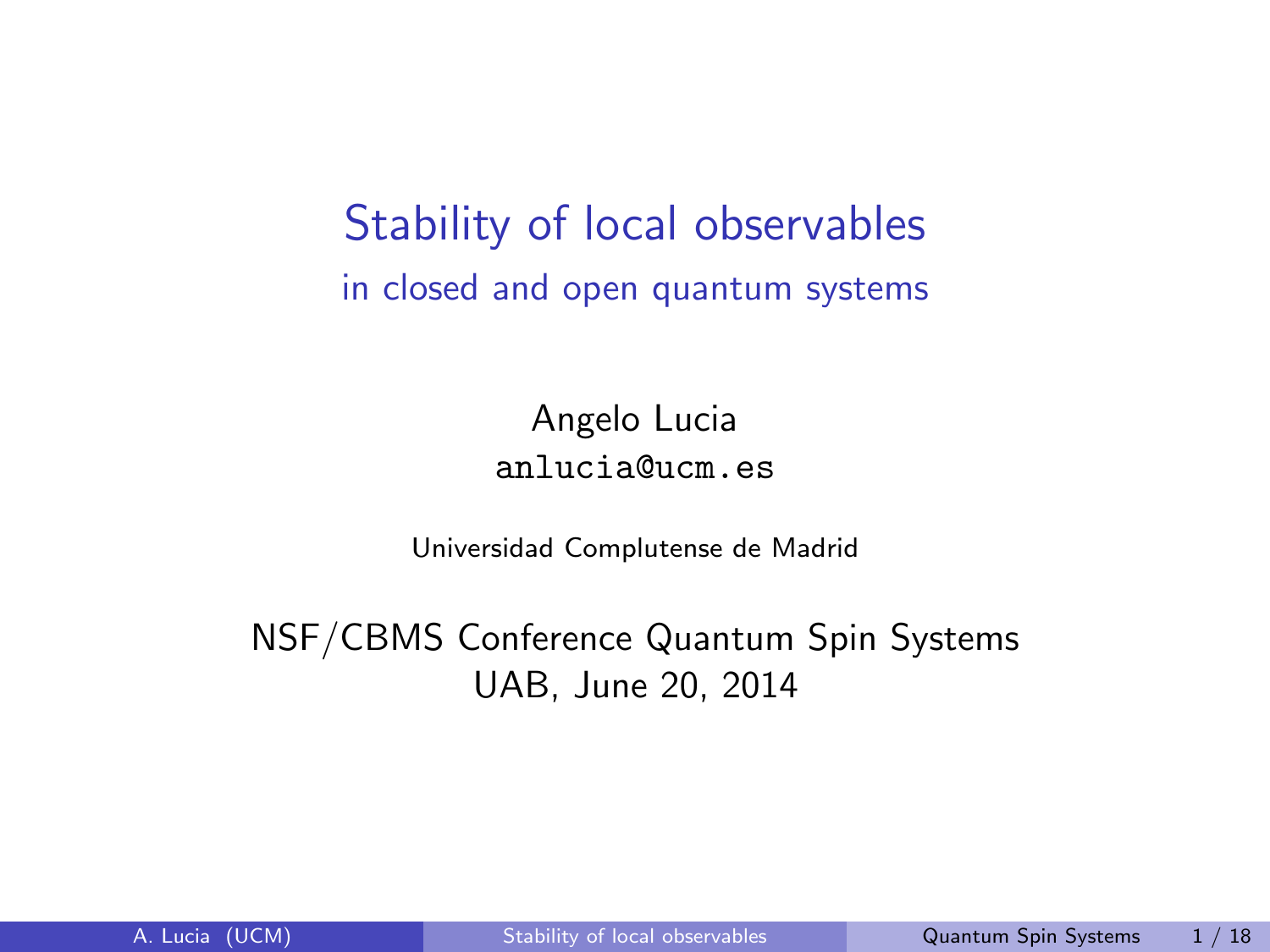# Stability of local observables

## in closed and open quantum systems

Angelo Lucia

anlucia@ucm.es

Universidad Complutense de Madrid

NSF/CBMS Conference Quantum Spin Systems

UAB, June 20, 2014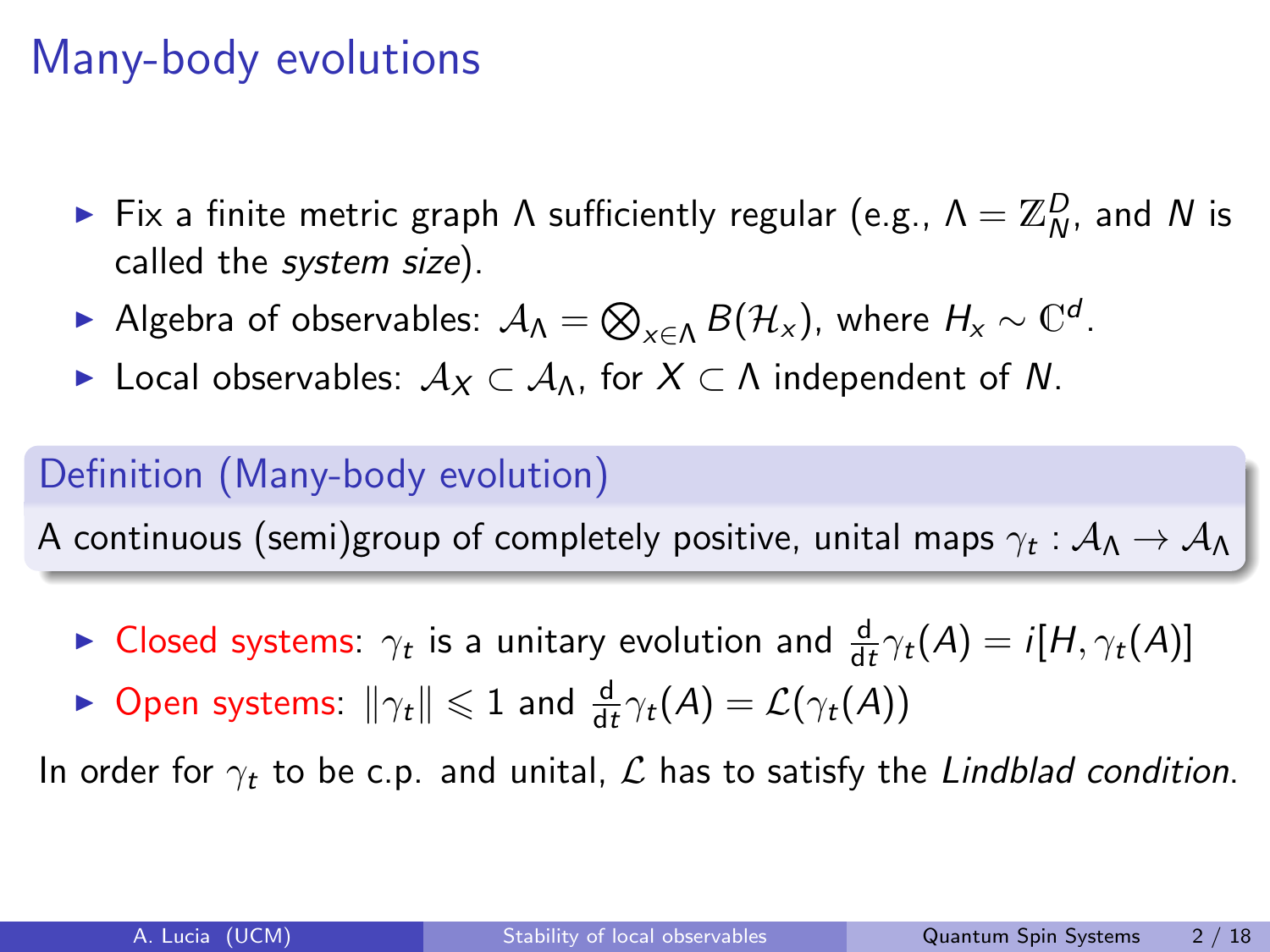# Many-body evolutions

- Fix a finite metric graph $\Lambda$ sufficiently regular (e.g., $\Lambda = \mathbb{Z}_N^D$, and $N$ is called the *system size*).
- Algebra of observables: $\mathcal{A}_\Lambda = \bigotimes_{x \in \Lambda} B(\mathcal{H}_x)$, where $H_x \sim \mathbb{C}^d$.
- Local observables: $\mathcal{A}_X \subset \mathcal{A}_\Lambda$, for $X \subset \Lambda$ independent of $N$.

**Definition (Many-body evolution)**

A continuous (semi)group of completely positive, unital maps $\gamma_t : \mathcal{A}_\Lambda \to \mathcal{A}_\Lambda$

- Closed systems: $\gamma_t$ is a unitary evolution and $\frac{\mathrm{d}}{\mathrm{d}t}\gamma_t(A) = i[H, \gamma_t(A)]$
- Open systems: $\|\gamma_t\| \leqslant 1$ and $\frac{\mathrm{d}}{\mathrm{d}t}\gamma_t(A) = \mathcal{L}(\gamma_t(A))$

In order for $\gamma_t$ to be c.p. and unital, $\mathcal{L}$ has to satisfy the *Lindblad condition*.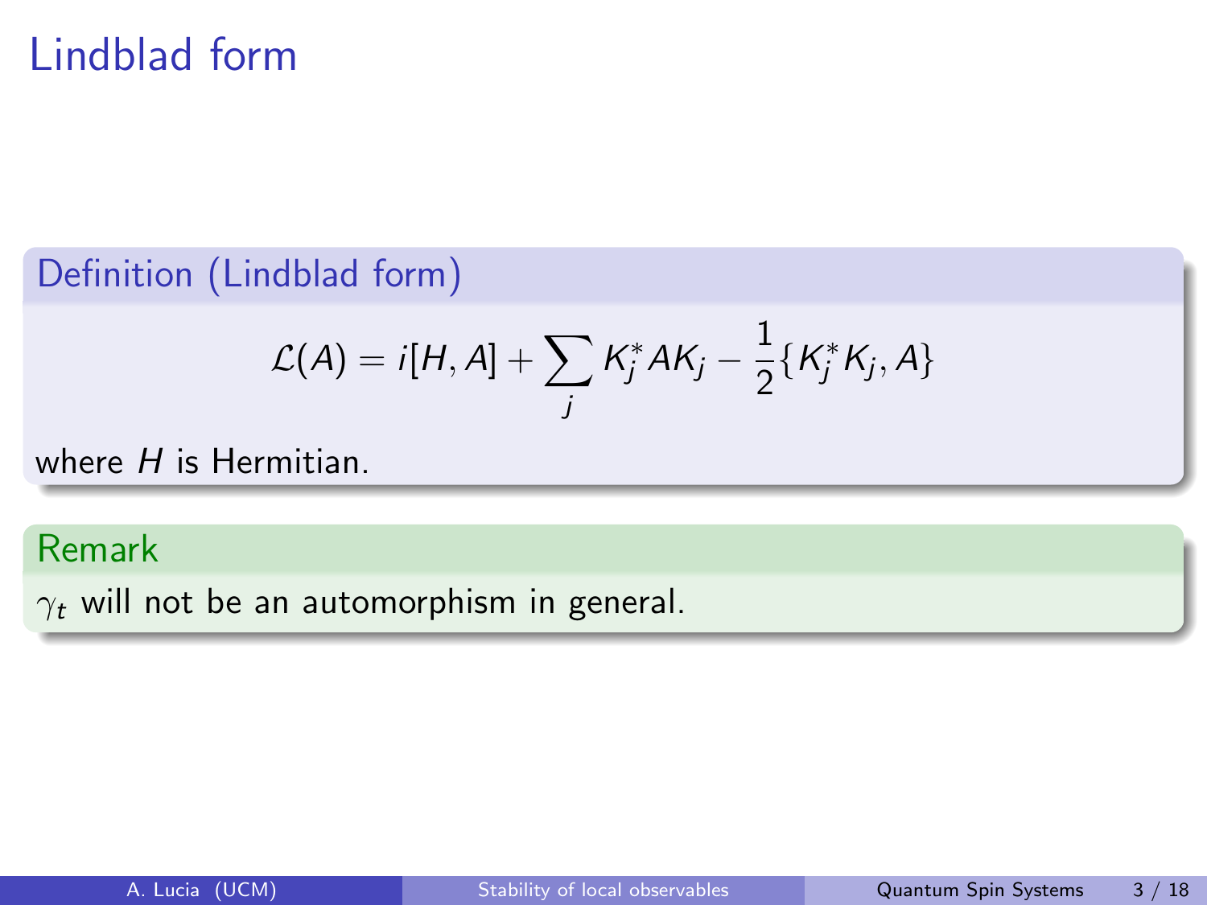# Lindblad form

**Definition (Lindblad form)**

$$\mathcal{L}(A) = i[H, A] + \sum_j K_j^* A K_j - \frac{1}{2}\{K_j^* K_j, A\}$$

where $H$ is Hermitian.

**Remark**

$\gamma_t$ will not be an automorphism in general.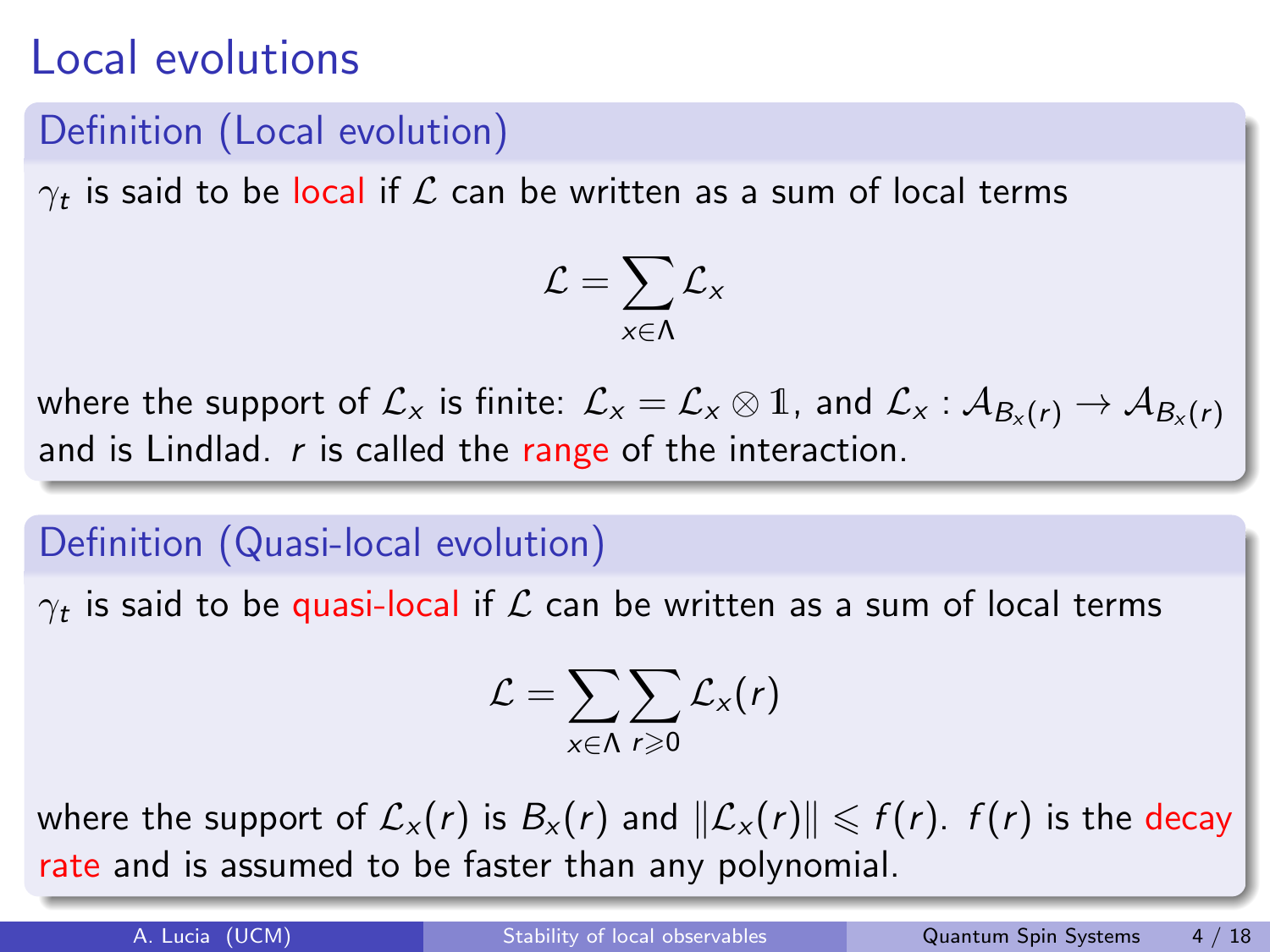# Local evolutions

## Definition (Local evolution)

$\gamma_t$ is said to be local if $\mathcal{L}$ can be written as a sum of local terms

$$\mathcal{L} = \sum_{x \in \Lambda} \mathcal{L}_x$$

where the support of $\mathcal{L}_x$ is finite: $\mathcal{L}_x = \mathcal{L}_x \otimes \mathbb{1}$, and $\mathcal{L}_x : \mathcal{A}_{B_x(r)} \to \mathcal{A}_{B_x(r)}$ and is Lindlad. $r$ is called the range of the interaction.

## Definition (Quasi-local evolution)

$\gamma_t$ is said to be quasi-local if $\mathcal{L}$ can be written as a sum of local terms

$$\mathcal{L} = \sum_{x \in \Lambda} \sum_{r \geqslant 0} \mathcal{L}_x(r)$$

where the support of $\mathcal{L}_x(r)$ is $B_x(r)$ and $\|\mathcal{L}_x(r)\| \leqslant f(r)$. $f(r)$ is the decay rate and is assumed to be faster than any polynomial.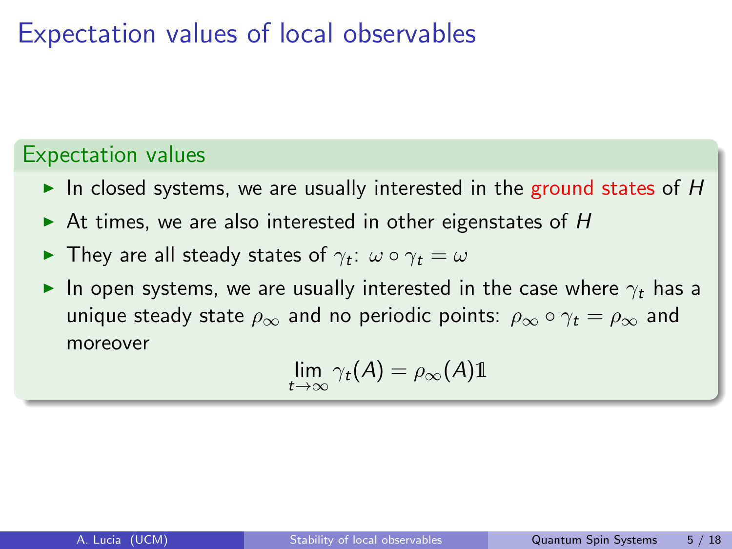# Expectation values of local observables

## Expectation values

- In closed systems, we are usually interested in the ground states of $H$
- At times, we are also interested in other eigenstates of $H$
- They are all steady states of $\gamma_t$: $\omega \circ \gamma_t = \omega$
- In open systems, we are usually interested in the case where $\gamma_t$ has a unique steady state $\rho_\infty$ and no periodic points: $\rho_\infty \circ \gamma_t = \rho_\infty$ and moreover

$$\lim_{t\to\infty} \gamma_t(A) = \rho_\infty(A)\mathbb{1}$$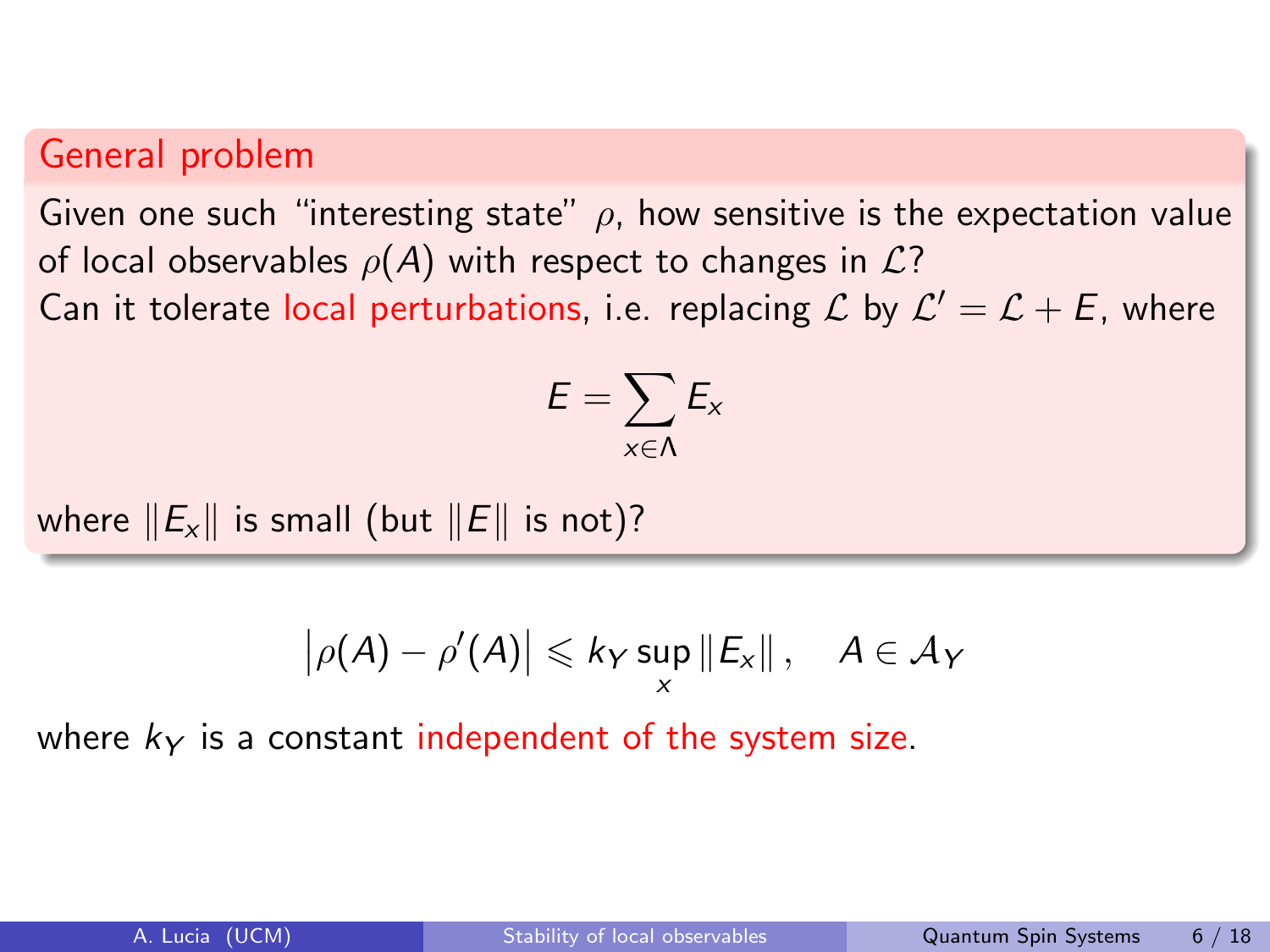### General problem

Given one such "interesting state" $\rho$, how sensitive is the expectation value of local observables $\rho(A)$ with respect to changes in $\mathcal{L}$?
Can it tolerate local perturbations, i.e. replacing $\mathcal{L}$ by $\mathcal{L}' = \mathcal{L} + E$, where

$$E = \sum_{x \in \Lambda} E_x$$

where $\|E_x\|$ is small (but $\|E\|$ is not)?

$$\left|\rho(A) - \rho'(A)\right| \leqslant k_Y \sup_x \|E_x\| \,, \quad A \in \mathcal{A}_Y$$

where $k_Y$ is a constant independent of the system size.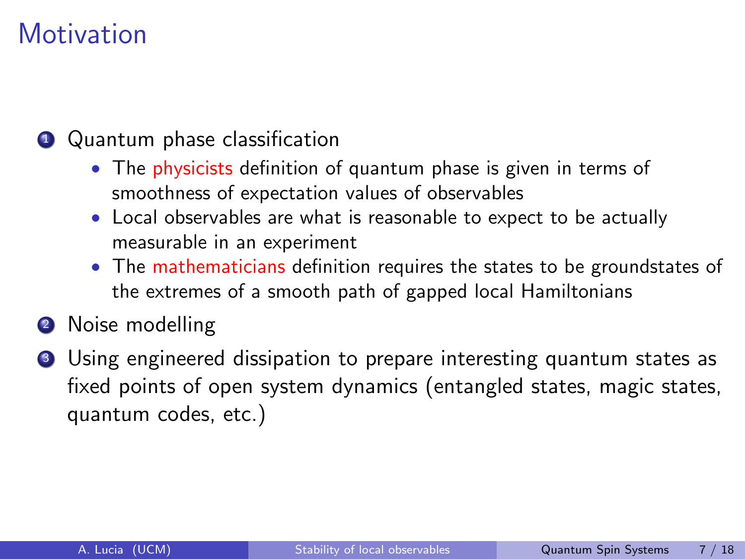# Motivation

1. Quantum phase classification
   - The physicists definition of quantum phase is given in terms of smoothness of expectation values of observables
   - Local observables are what is reasonable to expect to be actually measurable in an experiment
   - The mathematicians definition requires the states to be groundstates of the extremes of a smooth path of gapped local Hamiltonians
2. Noise modelling
3. Using engineered dissipation to prepare interesting quantum states as fixed points of open system dynamics (entangled states, magic states, quantum codes, etc.)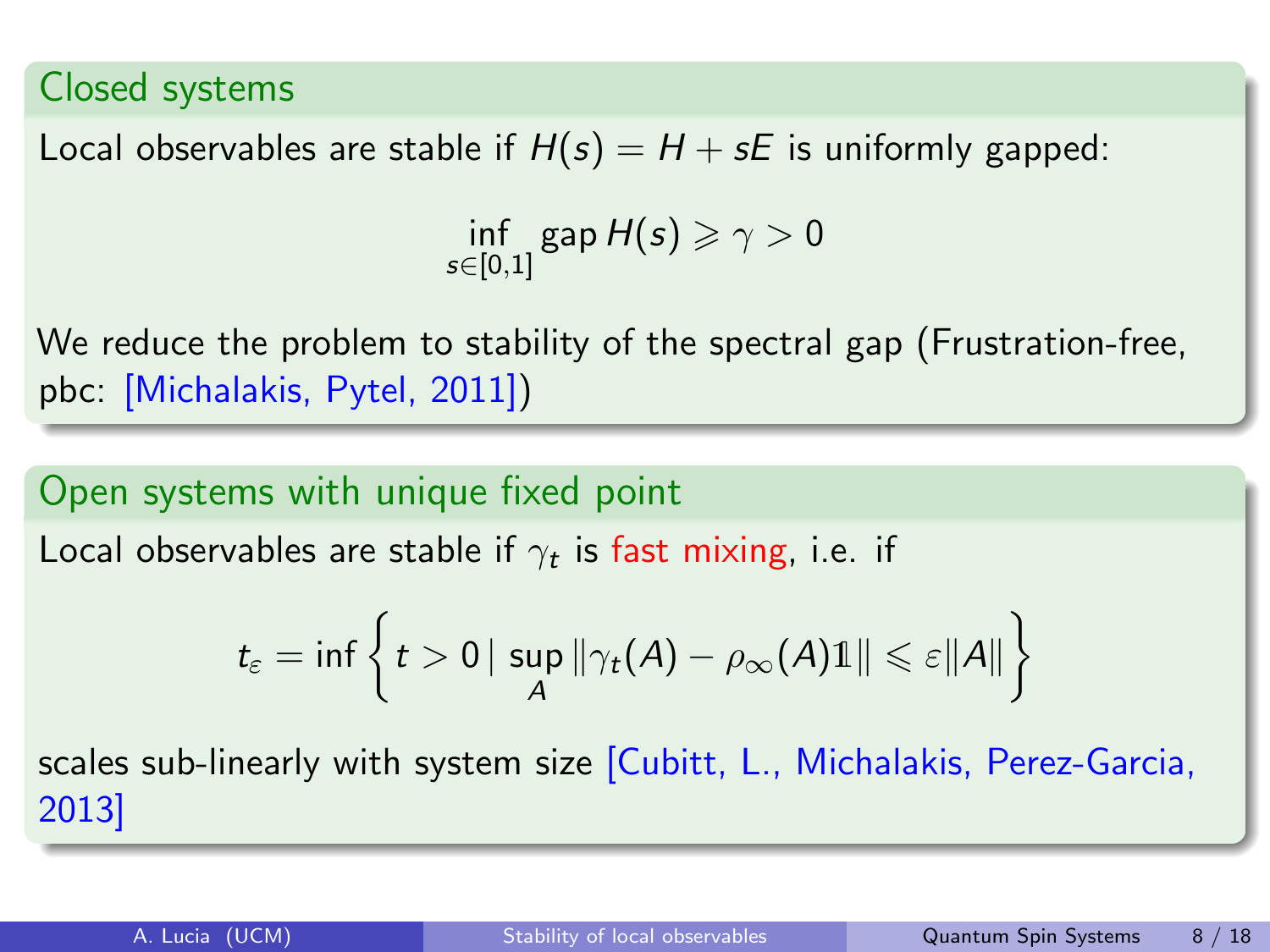### Closed systems

Local observables are stable if $H(s) = H + sE$ is uniformly gapped:

$$\inf_{s \in [0,1]} \operatorname{gap} H(s) \geqslant \gamma > 0$$

We reduce the problem to stability of the spectral gap (Frustration-free, pbc: [Michalakis, Pytel, 2011])

### Open systems with unique fixed point

Local observables are stable if $\gamma_t$ is fast mixing, i.e. if

$$t_\varepsilon = \inf \left\{ t > 0 \,|\, \sup_A \|\gamma_t(A) - \rho_\infty(A)\mathbb{1}\| \leqslant \varepsilon \|A\| \right\}$$

scales sub-linearly with system size [Cubitt, L., Michalakis, Perez-Garcia, 2013]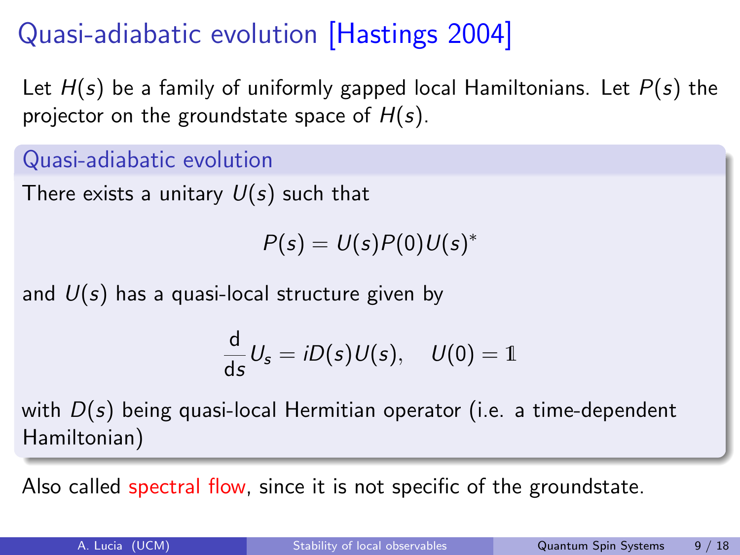# Quasi-adiabatic evolution [Hastings 2004]

Let $H(s)$ be a family of uniformly gapped local Hamiltonians. Let $P(s)$ the projector on the groundstate space of $H(s)$.

### Quasi-adiabatic evolution

There exists a unitary $U(s)$ such that

$$P(s) = U(s)P(0)U(s)^*$$

and $U(s)$ has a quasi-local structure given by

$$\frac{\mathrm{d}}{\mathrm{d}s} U_s = iD(s)U(s), \quad U(0) = \mathbb{1}$$

with $D(s)$ being quasi-local Hermitian operator (i.e. a time-dependent Hamiltonian)

Also called spectral flow, since it is not specific of the groundstate.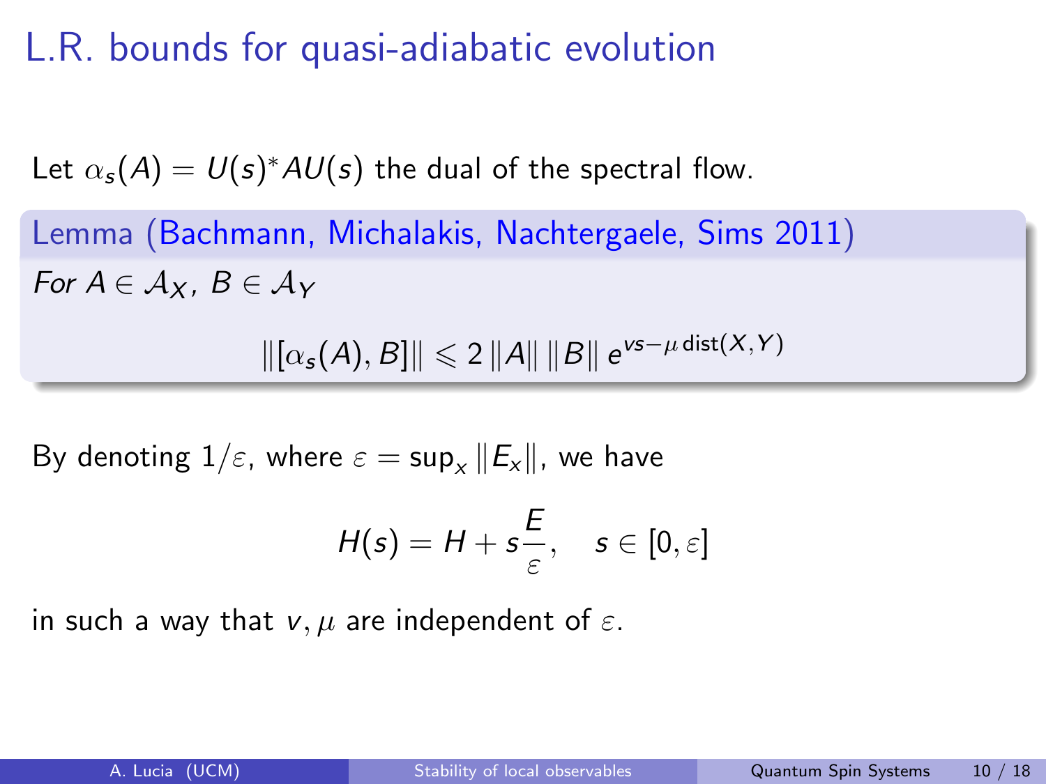# L.R. bounds for quasi-adiabatic evolution

Let $\alpha_s(A) = U(s)^* A U(s)$ the dual of the spectral flow.

**Lemma (Bachmann, Michalakis, Nachtergaele, Sims 2011)**

*For $A \in \mathcal{A}_X$, $B \in \mathcal{A}_Y$*

$$\|[\alpha_s(A), B]\| \leqslant 2 \|A\| \|B\| e^{vs - \mu \operatorname{dist}(X,Y)}$$

By denoting $1/\varepsilon$, where $\varepsilon = \sup_x \|E_x\|$, we have

$$H(s) = H + s\frac{E}{\varepsilon}, \quad s \in [0, \varepsilon]$$

in such a way that $v, \mu$ are independent of $\varepsilon$.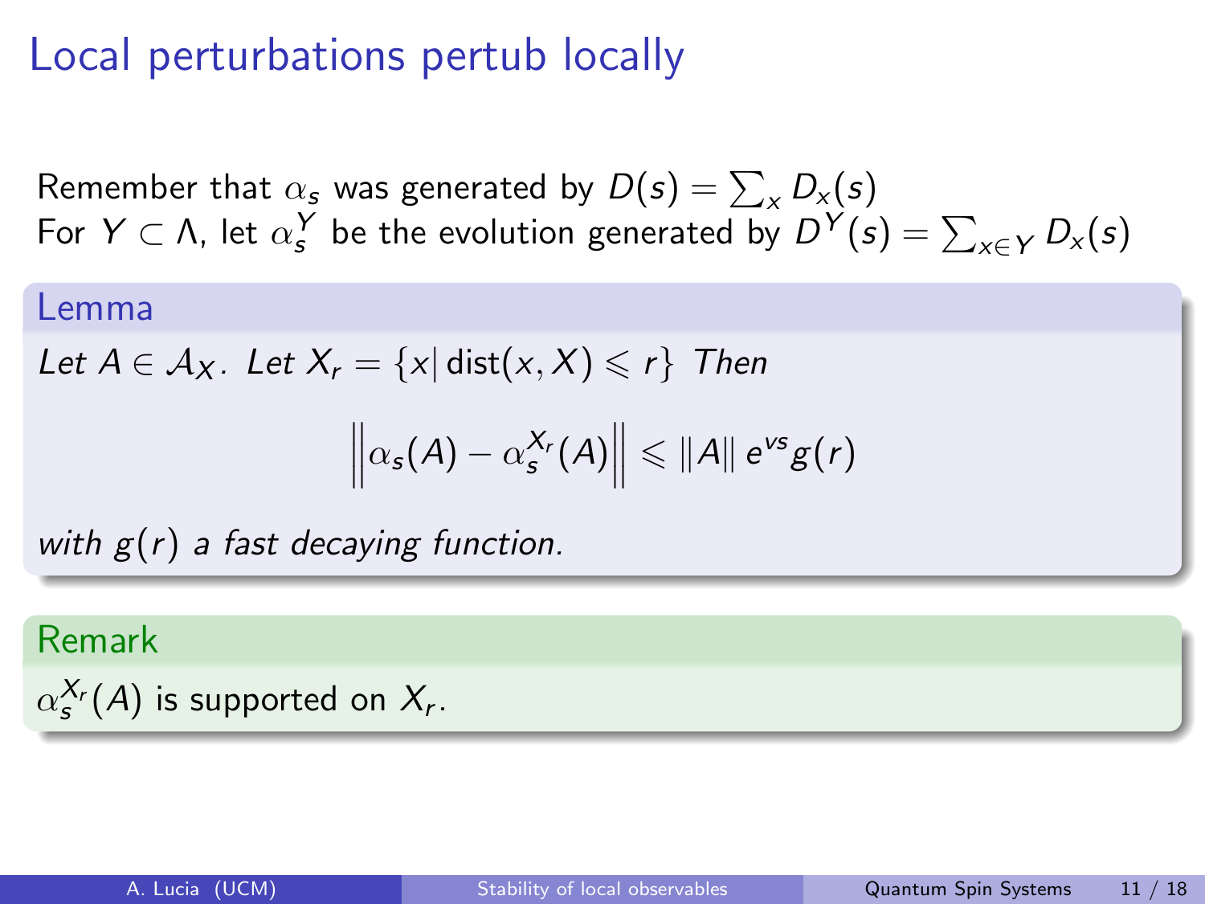# Local perturbations pertub locally

Remember that $\alpha_s$ was generated by $D(s) = \sum_x D_x(s)$
For $Y \subset \Lambda$, let $\alpha_s^Y$ be the evolution generated by $D^Y(s) = \sum_{x \in Y} D_x(s)$

**Lemma**

*Let $A \in \mathcal{A}_X$. Let $X_r = \{x | \operatorname{dist}(x, X) \leqslant r\}$ Then*

$$\left\| \alpha_s(A) - \alpha_s^{X_r}(A) \right\| \leqslant \|A\| \, e^{vs} g(r)$$

*with $g(r)$ a fast decaying function.*

**Remark**

$\alpha_s^{X_r}(A)$ is supported on $X_r$.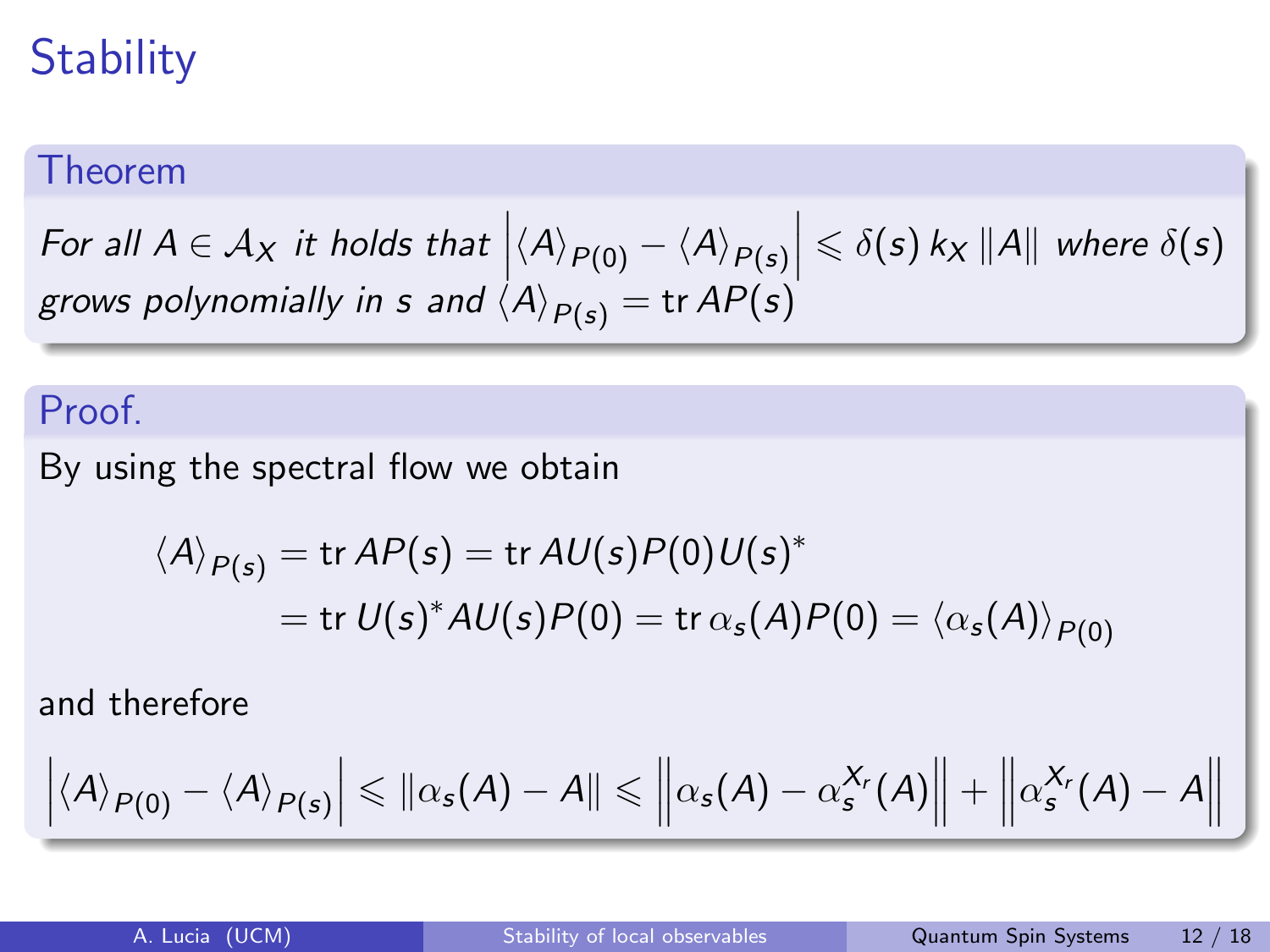# Stability

**Theorem**

*For all $A \in \mathcal{A}_X$ it holds that $\left| \langle A \rangle_{P(0)} - \langle A \rangle_{P(s)} \right| \leqslant \delta(s)\, k_X \, \|A\|$ where $\delta(s)$ grows polynomially in $s$ and $\langle A \rangle_{P(s)} = \operatorname{tr} AP(s)$*

**Proof.**

By using the spectral flow we obtain

$$
\begin{aligned}
\langle A \rangle_{P(s)} &= \operatorname{tr} AP(s) = \operatorname{tr} AU(s)P(0)U(s)^* \\
&= \operatorname{tr} U(s)^* AU(s)P(0) = \operatorname{tr} \alpha_s(A)P(0) = \langle \alpha_s(A) \rangle_{P(0)}
\end{aligned}
$$

and therefore

$$
\left| \langle A \rangle_{P(0)} - \langle A \rangle_{P(s)} \right| \leqslant \|\alpha_s(A) - A\| \leqslant \left\| \alpha_s(A) - \alpha_s^{X_r}(A) \right\| + \left\| \alpha_s^{X_r}(A) - A \right\|
$$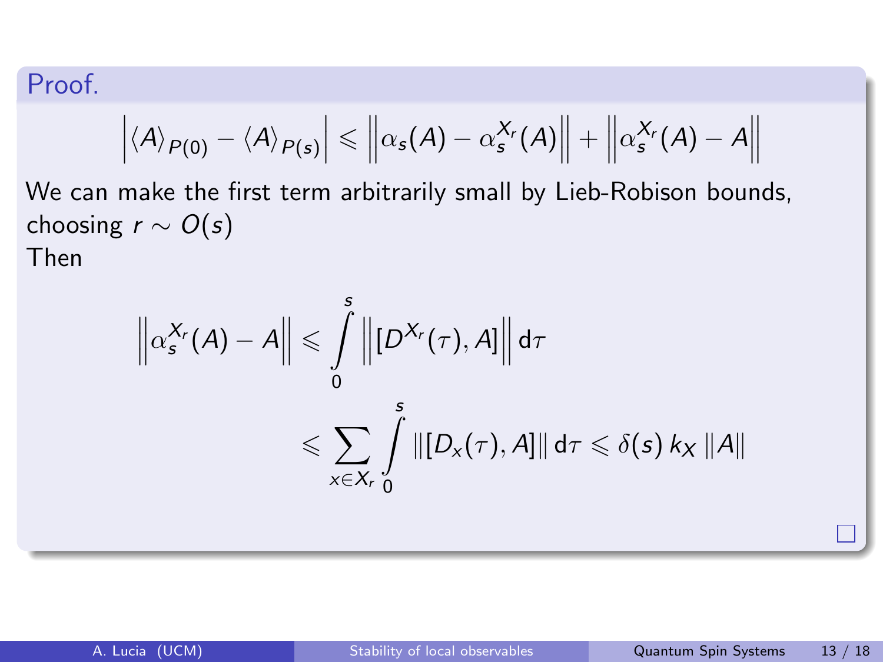**Proof.**

$$\left| \langle A \rangle_{P(0)} - \langle A \rangle_{P(s)} \right| \leqslant \left\| \alpha_s(A) - \alpha_s^{X_r}(A) \right\| + \left\| \alpha_s^{X_r}(A) - A \right\|$$

We can make the first term arbitrarily small by Lieb-Robison bounds, choosing $r \sim O(s)$

Then

$$\begin{aligned}
\left\| \alpha_s^{X_r}(A) - A \right\| &\leqslant \int_0^s \left\| [D^{X_r}(\tau), A] \right\| \mathrm{d}\tau \\
&\leqslant \sum_{x \in X_r} \int_0^s \| [D_x(\tau), A] \| \, \mathrm{d}\tau \leqslant \delta(s) \, k_X \, \|A\|
\end{aligned}$$

□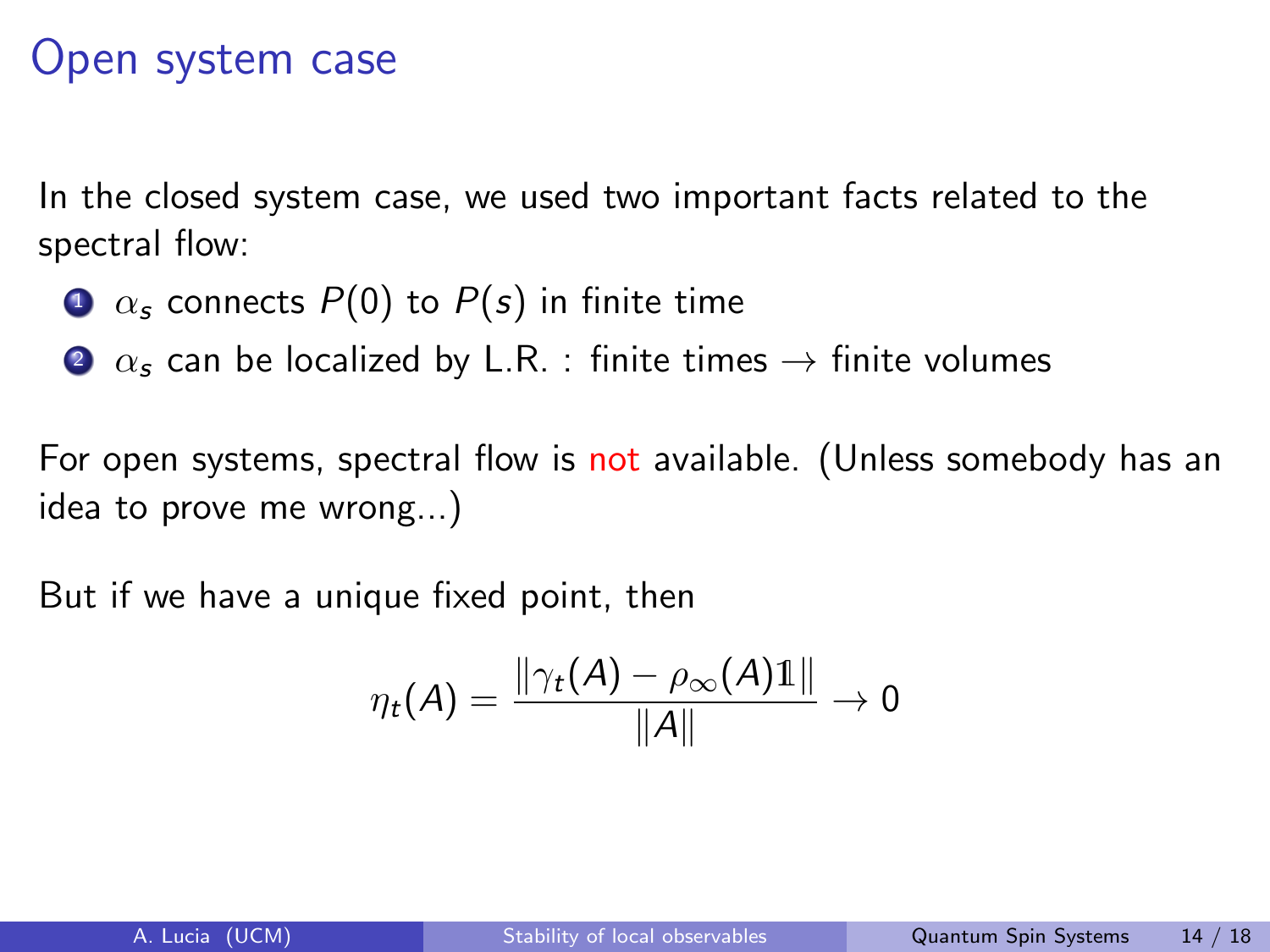# Open system case

In the closed system case, we used two important facts related to the spectral flow:

1. $\alpha_s$ connects $P(0)$ to $P(s)$ in finite time
2. $\alpha_s$ can be localized by L.R. : finite times $\rightarrow$ finite volumes

For open systems, spectral flow is not available. (Unless somebody has an idea to prove me wrong...)

But if we have a unique fixed point, then

$$\eta_t(A) = \frac{\|\gamma_t(A) - \rho_\infty(A)\mathbb{1}\|}{\|A\|} \rightarrow 0$$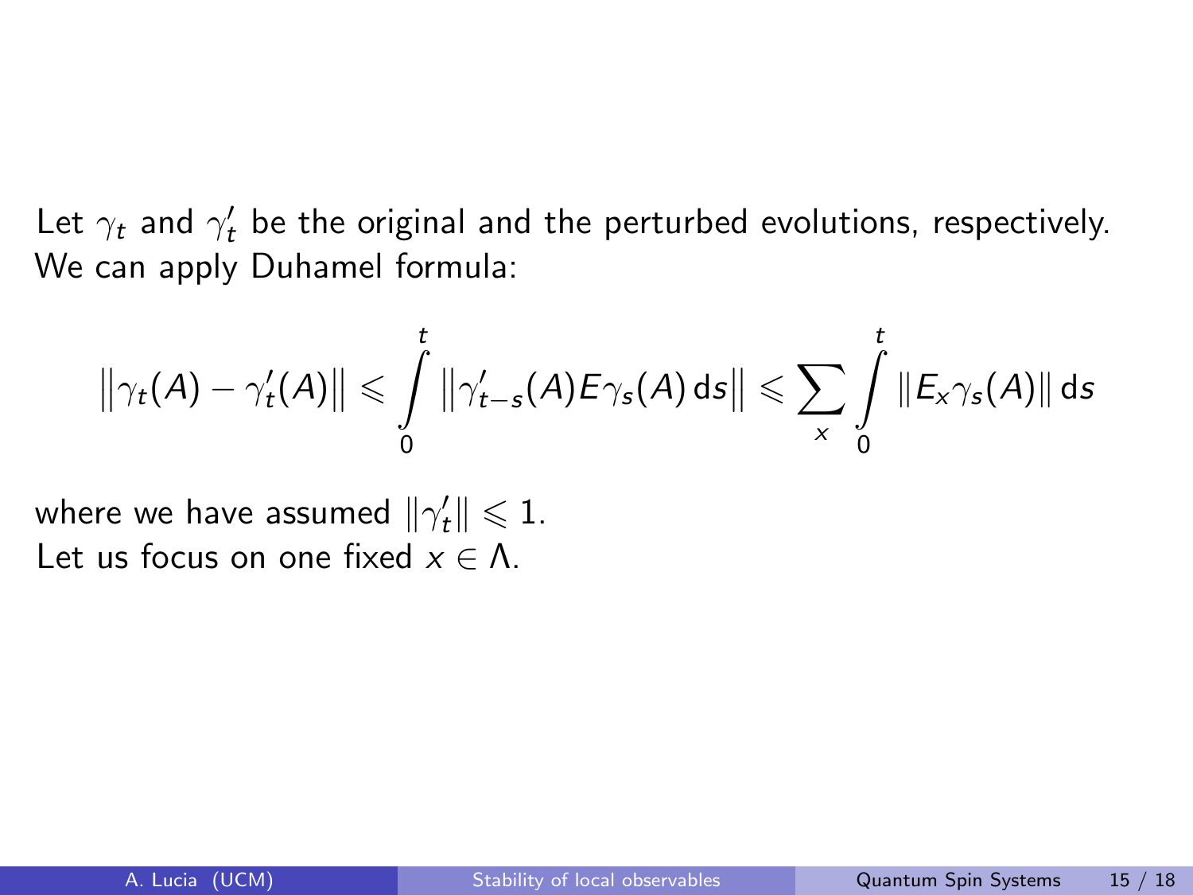Let $\gamma_t$ and $\gamma'_t$ be the original and the perturbed evolutions, respectively. We can apply Duhamel formula:

$$\left\|\gamma_t(A) - \gamma'_t(A)\right\| \leqslant \int_0^t \left\|\gamma'_{t-s}(A) E \gamma_s(A)\,\mathrm{d}s\right\| \leqslant \sum_x \int_0^t \|E_x \gamma_s(A)\|\,\mathrm{d}s$$

where we have assumed $\|\gamma'_t\| \leqslant 1$.
Let us focus on one fixed $x \in \Lambda$.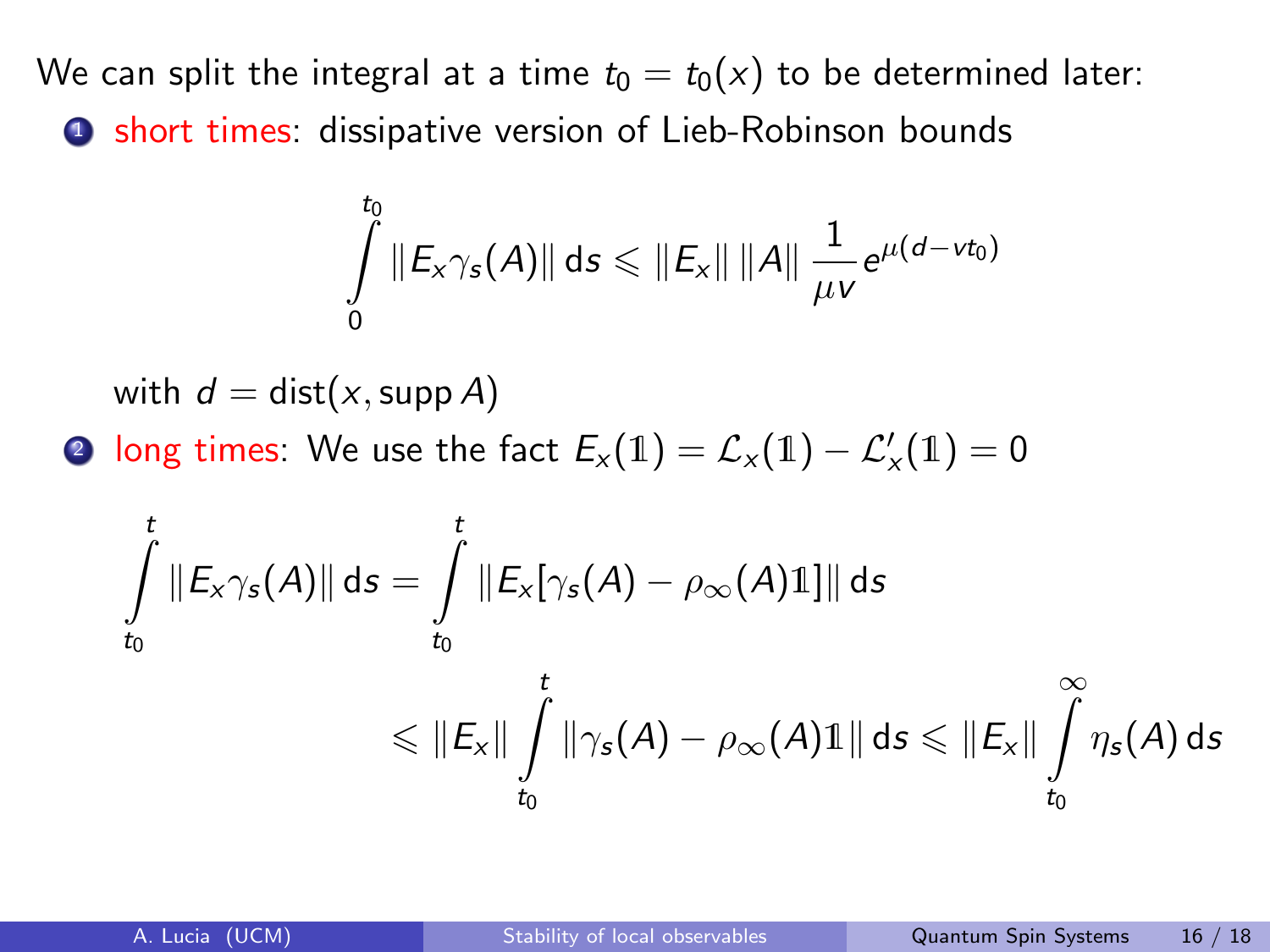We can split the integral at a time $t_0 = t_0(x)$ to be determined later:

1. short times: dissipative version of Lieb-Robinson bounds

$$\int_0^{t_0} \|E_x \gamma_s(A)\| \, \mathrm{d}s \leqslant \|E_x\| \, \|A\| \, \frac{1}{\mu v} e^{\mu(d - v t_0)}$$

   with $d = \mathrm{dist}(x, \operatorname{supp} A)$

2. long times: We use the fact $E_x(\mathbb{1}) = \mathcal{L}_x(\mathbb{1}) - \mathcal{L}'_x(\mathbb{1}) = 0$

$$\int_{t_0}^{t} \|E_x \gamma_s(A)\| \, \mathrm{d}s = \int_{t_0}^{t} \|E_x[\gamma_s(A) - \rho_\infty(A)\mathbb{1}]\| \, \mathrm{d}s$$

$$\leqslant \|E_x\| \int_{t_0}^{t} \|\gamma_s(A) - \rho_\infty(A)\mathbb{1}\| \, \mathrm{d}s \leqslant \|E_x\| \int_{t_0}^{\infty} \eta_s(A) \, \mathrm{d}s$$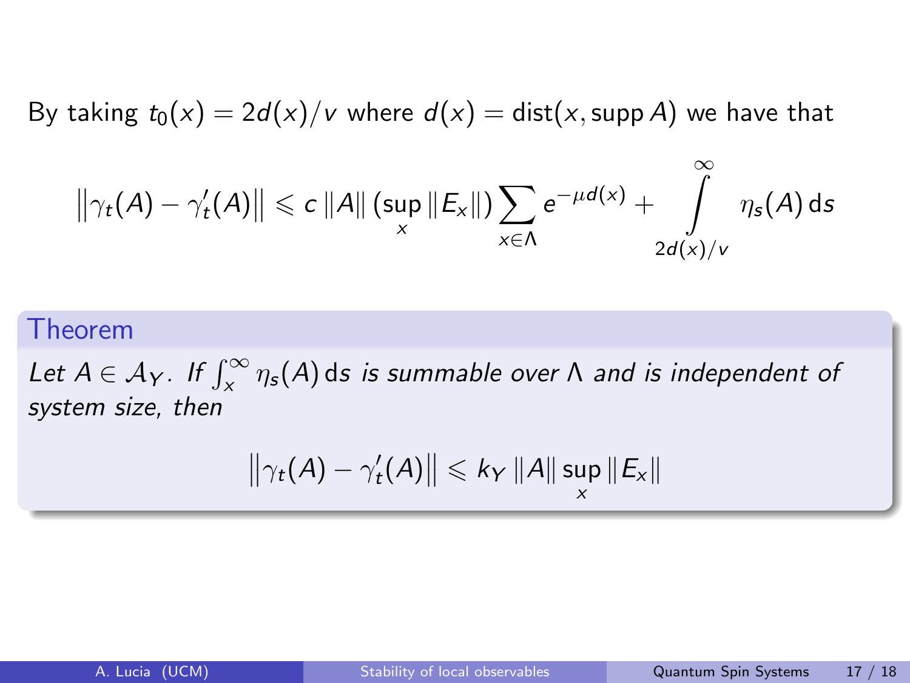By taking $t_0(x) = 2d(x)/v$ where $d(x) = \operatorname{dist}(x, \operatorname{supp} A)$ we have that

$$\left\|\gamma_t(A) - \gamma'_t(A)\right\| \leqslant c\,\|A\|\,(\sup_x \|E_x\|) \sum_{x\in\Lambda} e^{-\mu d(x)} + \int_{2d(x)/v}^{\infty} \eta_s(A)\,\mathrm{d}s$$

**Theorem**

*Let $A \in \mathcal{A}_Y$. If $\int_x^\infty \eta_s(A)\,\mathrm{d}s$ is summable over $\Lambda$ and is independent of system size, then*

$$\left\|\gamma_t(A) - \gamma'_t(A)\right\| \leqslant k_Y\,\|A\| \sup_x \|E_x\|$$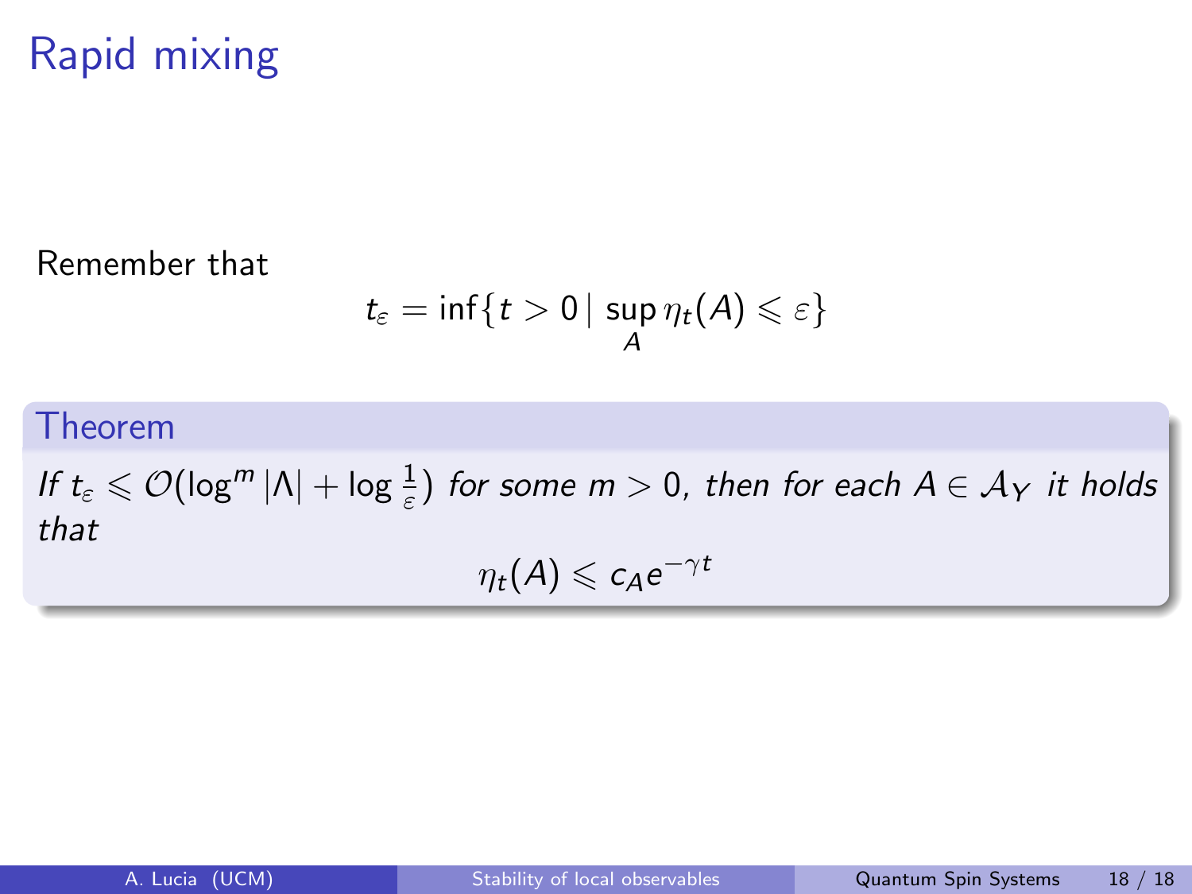# Rapid mixing

Remember that

$$t_\varepsilon = \inf\{t > 0 \,|\, \sup_A \eta_t(A) \leqslant \varepsilon\}$$

**Theorem**

*If $t_\varepsilon \leqslant \mathcal{O}(\log^m |\Lambda| + \log \frac{1}{\varepsilon})$ for some $m > 0$, then for each $A \in \mathcal{A}_Y$ it holds that*

$$\eta_t(A) \leqslant c_A e^{-\gamma t}$$